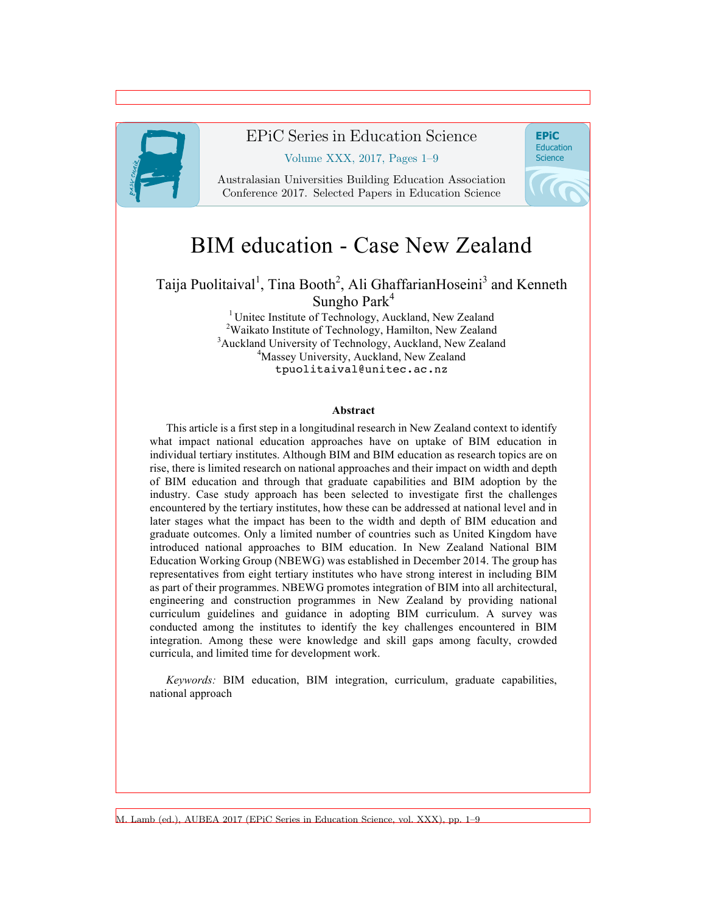# BIM education - Case New Zealand

Taija Puolitaival[1], Tina Booth[2], Ali GhaffarianHoseini[3] and Kenneth Sungho Park[4]

[1] Unitec Institute of Technology, Auckland, New Zealand
[2] Waikato Institute of Technology, Hamilton, New Zealand
[3] Auckland University of Technology, Auckland, New Zealand
[4] Massey University, Auckland, New Zealand
tpuolitaival@unitec.ac.nz

## Abstract

This article is a first step in a longitudinal research in New Zealand context to identify what impact national education approaches have on uptake of BIM education in individual tertiary institutes. Although BIM and BIM education as research topics are on rise, there is limited research on national approaches and their impact on width and depth of BIM education and through that graduate capabilities and BIM adoption by the industry. Case study approach has been selected to investigate first the challenges encountered by the tertiary institutes, how these can be addressed at national level and in later stages what the impact has been to the width and depth of BIM education and graduate outcomes. Only a limited number of countries such as United Kingdom have introduced national approaches to BIM education. In New Zealand National BIM Education Working Group (NBEWG) was established in December 2014. The group has representatives from eight tertiary institutes who have strong interest in including BIM as part of their programmes. NBEWG promotes integration of BIM into all architectural, engineering and construction programmes in New Zealand by providing national curriculum guidelines and guidance in adopting BIM curriculum. A survey was conducted among the institutes to identify the key challenges encountered in BIM integration. Among these were knowledge and skill gaps among faculty, crowded curricula, and limited time for development work.

*Keywords:* BIM education, BIM integration, curriculum, graduate capabilities, national approach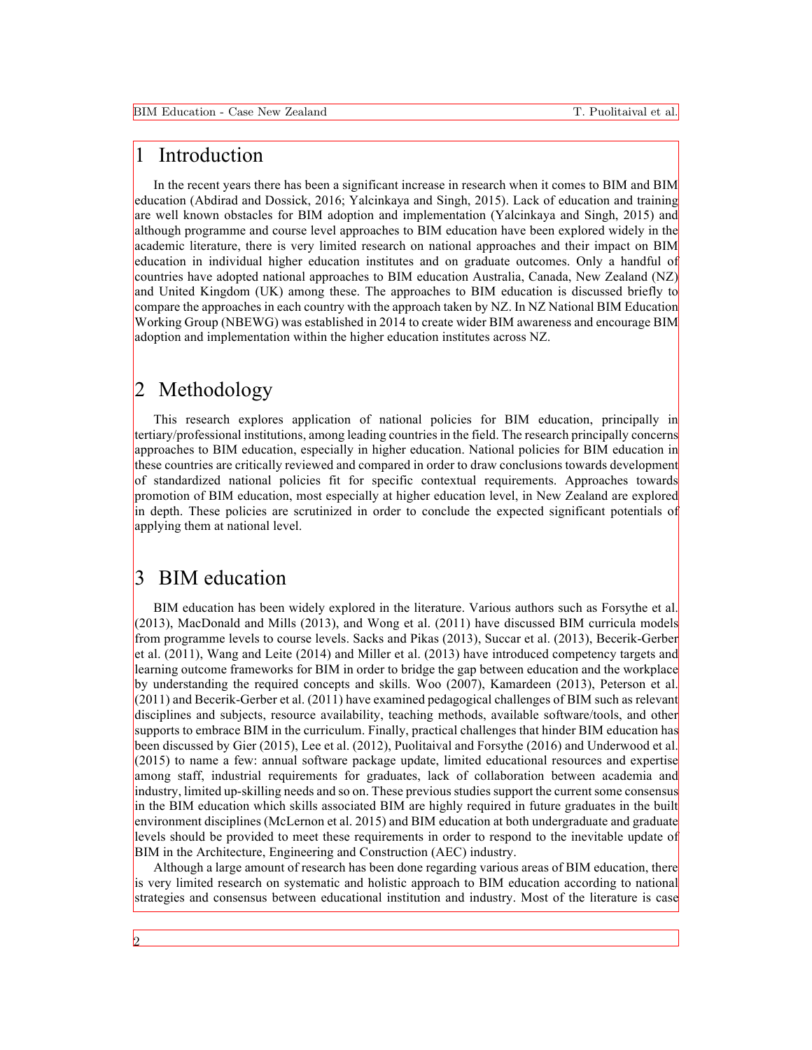# 1 Introduction

In the recent years there has been a significant increase in research when it comes to BIM and BIM education (Abdirad and Dossick, 2016; Yalcinkaya and Singh, 2015). Lack of education and training are well known obstacles for BIM adoption and implementation (Yalcinkaya and Singh, 2015) and although programme and course level approaches to BIM education have been explored widely in the academic literature, there is very limited research on national approaches and their impact on BIM education in individual higher education institutes and on graduate outcomes. Only a handful of countries have adopted national approaches to BIM education Australia, Canada, New Zealand (NZ) and United Kingdom (UK) among these. The approaches to BIM education is discussed briefly to compare the approaches in each country with the approach taken by NZ. In NZ National BIM Education Working Group (NBEWG) was established in 2014 to create wider BIM awareness and encourage BIM adoption and implementation within the higher education institutes across NZ.

# 2 Methodology

This research explores application of national policies for BIM education, principally in tertiary/professional institutions, among leading countries in the field. The research principally concerns approaches to BIM education, especially in higher education. National policies for BIM education in these countries are critically reviewed and compared in order to draw conclusions towards development of standardized national policies fit for specific contextual requirements. Approaches towards promotion of BIM education, most especially at higher education level, in New Zealand are explored in depth. These policies are scrutinized in order to conclude the expected significant potentials of applying them at national level.

# 3 BIM education

BIM education has been widely explored in the literature. Various authors such as Forsythe et al. (2013), MacDonald and Mills (2013), and Wong et al. (2011) have discussed BIM curricula models from programme levels to course levels. Sacks and Pikas (2013), Succar et al. (2013), Becerik-Gerber et al. (2011), Wang and Leite (2014) and Miller et al. (2013) have introduced competency targets and learning outcome frameworks for BIM in order to bridge the gap between education and the workplace by understanding the required concepts and skills. Woo (2007), Kamardeen (2013), Peterson et al. (2011) and Becerik-Gerber et al. (2011) have examined pedagogical challenges of BIM such as relevant disciplines and subjects, resource availability, teaching methods, available software/tools, and other supports to embrace BIM in the curriculum. Finally, practical challenges that hinder BIM education has been discussed by Gier (2015), Lee et al. (2012), Puolitaival and Forsythe (2016) and Underwood et al. (2015) to name a few: annual software package update, limited educational resources and expertise among staff, industrial requirements for graduates, lack of collaboration between academia and industry, limited up-skilling needs and so on. These previous studies support the current some consensus in the BIM education which skills associated BIM are highly required in future graduates in the built environment disciplines (McLernon et al. 2015) and BIM education at both undergraduate and graduate levels should be provided to meet these requirements in order to respond to the inevitable update of BIM in the Architecture, Engineering and Construction (AEC) industry.

Although a large amount of research has been done regarding various areas of BIM education, there is very limited research on systematic and holistic approach to BIM education according to national strategies and consensus between educational institution and industry. Most of the literature is case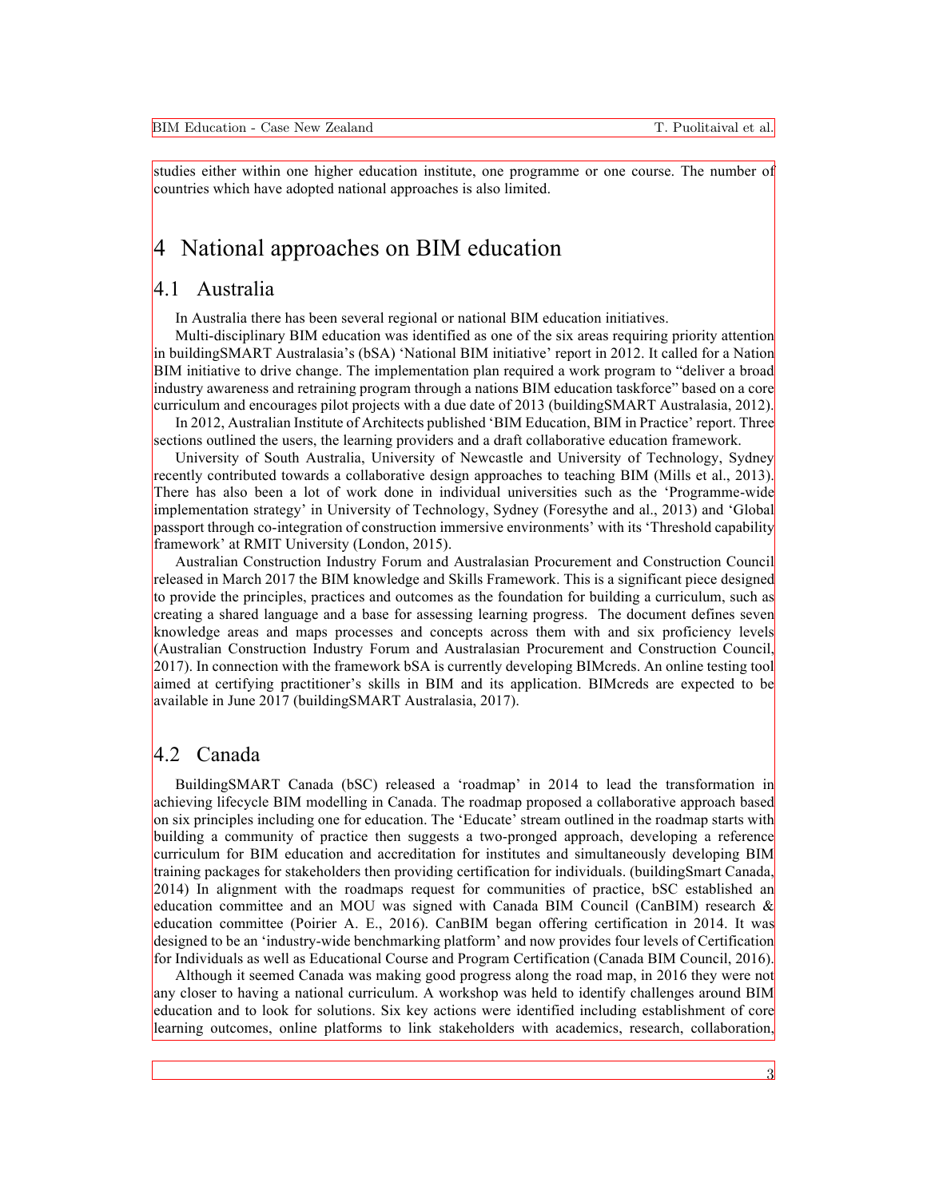studies either within one higher education institute, one programme or one course. The number of countries which have adopted national approaches is also limited.

# 4 National approaches on BIM education

## 4.1 Australia

In Australia there has been several regional or national BIM education initiatives.

Multi-disciplinary BIM education was identified as one of the six areas requiring priority attention in buildingSMART Australasia's (bSA) 'National BIM initiative' report in 2012. It called for a Nation BIM initiative to drive change. The implementation plan required a work program to "deliver a broad industry awareness and retraining program through a nations BIM education taskforce" based on a core curriculum and encourages pilot projects with a due date of 2013 (buildingSMART Australasia, 2012).

In 2012, Australian Institute of Architects published 'BIM Education, BIM in Practice' report. Three sections outlined the users, the learning providers and a draft collaborative education framework.

University of South Australia, University of Newcastle and University of Technology, Sydney recently contributed towards a collaborative design approaches to teaching BIM (Mills et al., 2013). There has also been a lot of work done in individual universities such as the 'Programme-wide implementation strategy' in University of Technology, Sydney (Foresythe and al., 2013) and 'Global passport through co-integration of construction immersive environments' with its 'Threshold capability framework' at RMIT University (London, 2015).

Australian Construction Industry Forum and Australasian Procurement and Construction Council released in March 2017 the BIM knowledge and Skills Framework. This is a significant piece designed to provide the principles, practices and outcomes as the foundation for building a curriculum, such as creating a shared language and a base for assessing learning progress. The document defines seven knowledge areas and maps processes and concepts across them with and six proficiency levels (Australian Construction Industry Forum and Australasian Procurement and Construction Council, 2017). In connection with the framework bSA is currently developing BIMcreds. An online testing tool aimed at certifying practitioner's skills in BIM and its application. BIMcreds are expected to be available in June 2017 (buildingSMART Australasia, 2017).

## 4.2 Canada

BuildingSMART Canada (bSC) released a 'roadmap' in 2014 to lead the transformation in achieving lifecycle BIM modelling in Canada. The roadmap proposed a collaborative approach based on six principles including one for education. The 'Educate' stream outlined in the roadmap starts with building a community of practice then suggests a two-pronged approach, developing a reference curriculum for BIM education and accreditation for institutes and simultaneously developing BIM training packages for stakeholders then providing certification for individuals. (buildingSmart Canada, 2014) In alignment with the roadmaps request for communities of practice, bSC established an education committee and an MOU was signed with Canada BIM Council (CanBIM) research & education committee (Poirier A. E., 2016). CanBIM began offering certification in 2014. It was designed to be an 'industry-wide benchmarking platform' and now provides four levels of Certification for Individuals as well as Educational Course and Program Certification (Canada BIM Council, 2016).

Although it seemed Canada was making good progress along the road map, in 2016 they were not any closer to having a national curriculum. A workshop was held to identify challenges around BIM education and to look for solutions. Six key actions were identified including establishment of core learning outcomes, online platforms to link stakeholders with academics, research, collaboration,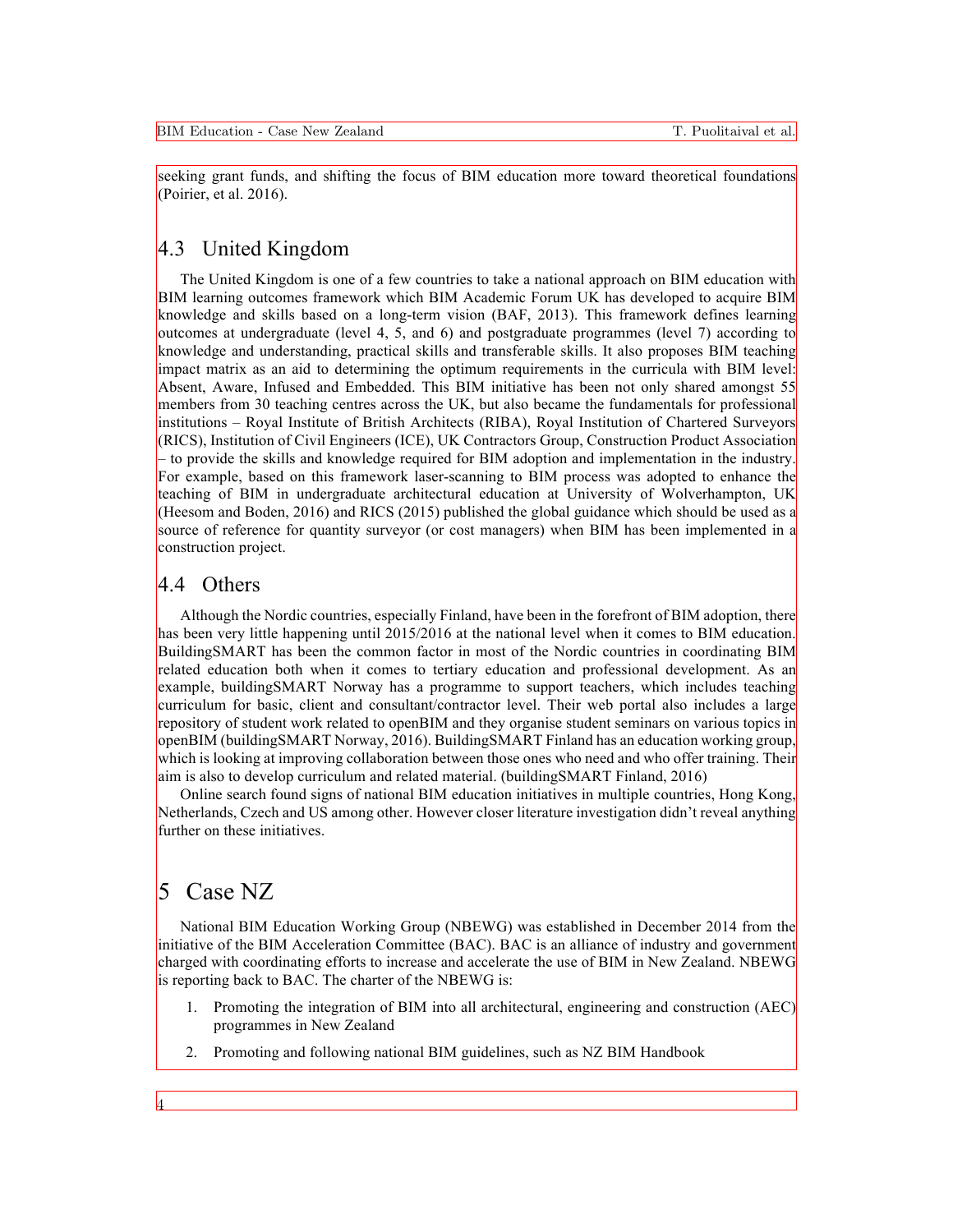seeking grant funds, and shifting the focus of BIM education more toward theoretical foundations (Poirier, et al. 2016).

## 4.3 United Kingdom

The United Kingdom is one of a few countries to take a national approach on BIM education with BIM learning outcomes framework which BIM Academic Forum UK has developed to acquire BIM knowledge and skills based on a long-term vision (BAF, 2013). This framework defines learning outcomes at undergraduate (level 4, 5, and 6) and postgraduate programmes (level 7) according to knowledge and understanding, practical skills and transferable skills. It also proposes BIM teaching impact matrix as an aid to determining the optimum requirements in the curricula with BIM level: Absent, Aware, Infused and Embedded. This BIM initiative has been not only shared amongst 55 members from 30 teaching centres across the UK, but also became the fundamentals for professional institutions – Royal Institute of British Architects (RIBA), Royal Institution of Chartered Surveyors (RICS), Institution of Civil Engineers (ICE), UK Contractors Group, Construction Product Association – to provide the skills and knowledge required for BIM adoption and implementation in the industry. For example, based on this framework laser-scanning to BIM process was adopted to enhance the teaching of BIM in undergraduate architectural education at University of Wolverhampton, UK (Heesom and Boden, 2016) and RICS (2015) published the global guidance which should be used as a source of reference for quantity surveyor (or cost managers) when BIM has been implemented in a construction project.

## 4.4 Others

Although the Nordic countries, especially Finland, have been in the forefront of BIM adoption, there has been very little happening until 2015/2016 at the national level when it comes to BIM education. BuildingSMART has been the common factor in most of the Nordic countries in coordinating BIM related education both when it comes to tertiary education and professional development. As an example, buildingSMART Norway has a programme to support teachers, which includes teaching curriculum for basic, client and consultant/contractor level. Their web portal also includes a large repository of student work related to openBIM and they organise student seminars on various topics in openBIM (buildingSMART Norway, 2016). BuildingSMART Finland has an education working group, which is looking at improving collaboration between those ones who need and who offer training. Their aim is also to develop curriculum and related material. (buildingSMART Finland, 2016)

Online search found signs of national BIM education initiatives in multiple countries, Hong Kong, Netherlands, Czech and US among other. However closer literature investigation didn't reveal anything further on these initiatives.

# 5 Case NZ

National BIM Education Working Group (NBEWG) was established in December 2014 from the initiative of the BIM Acceleration Committee (BAC). BAC is an alliance of industry and government charged with coordinating efforts to increase and accelerate the use of BIM in New Zealand. NBEWG is reporting back to BAC. The charter of the NBEWG is:

1. Promoting the integration of BIM into all architectural, engineering and construction (AEC) programmes in New Zealand
2. Promoting and following national BIM guidelines, such as NZ BIM Handbook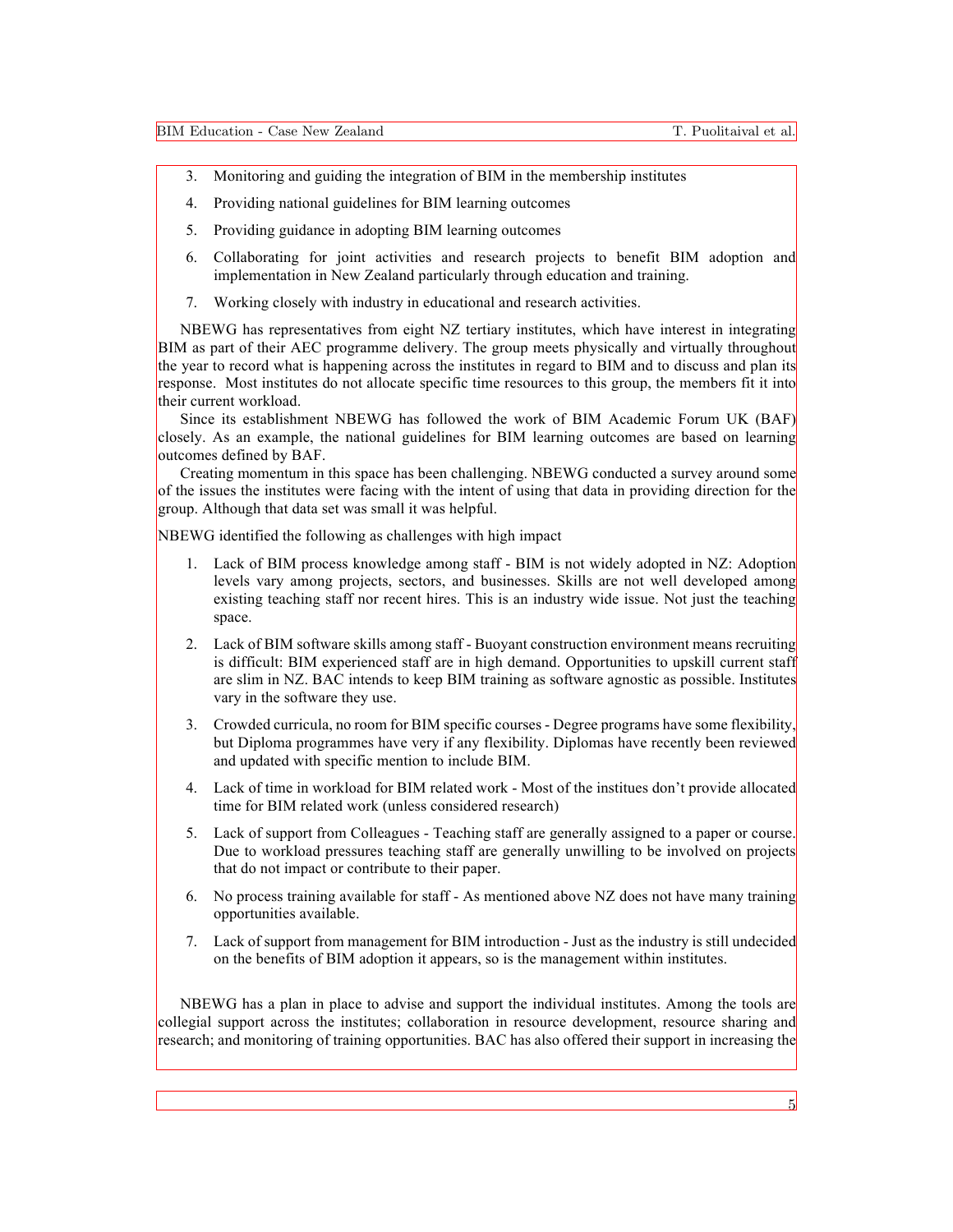3. Monitoring and guiding the integration of BIM in the membership institutes
4. Providing national guidelines for BIM learning outcomes
5. Providing guidance in adopting BIM learning outcomes
6. Collaborating for joint activities and research projects to benefit BIM adoption and implementation in New Zealand particularly through education and training.
7. Working closely with industry in educational and research activities.

NBEWG has representatives from eight NZ tertiary institutes, which have interest in integrating BIM as part of their AEC programme delivery. The group meets physically and virtually throughout the year to record what is happening across the institutes in regard to BIM and to discuss and plan its response. Most institutes do not allocate specific time resources to this group, the members fit it into their current workload.

Since its establishment NBEWG has followed the work of BIM Academic Forum UK (BAF) closely. As an example, the national guidelines for BIM learning outcomes are based on learning outcomes defined by BAF.

Creating momentum in this space has been challenging. NBEWG conducted a survey around some of the issues the institutes were facing with the intent of using that data in providing direction for the group. Although that data set was small it was helpful.

NBEWG identified the following as challenges with high impact

1. Lack of BIM process knowledge among staff - BIM is not widely adopted in NZ: Adoption levels vary among projects, sectors, and businesses. Skills are not well developed among existing teaching staff nor recent hires. This is an industry wide issue. Not just the teaching space.
2. Lack of BIM software skills among staff - Buoyant construction environment means recruiting is difficult: BIM experienced staff are in high demand. Opportunities to upskill current staff are slim in NZ. BAC intends to keep BIM training as software agnostic as possible. Institutes vary in the software they use.
3. Crowded curricula, no room for BIM specific courses - Degree programs have some flexibility, but Diploma programmes have very if any flexibility. Diplomas have recently been reviewed and updated with specific mention to include BIM.
4. Lack of time in workload for BIM related work - Most of the institues don't provide allocated time for BIM related work (unless considered research)
5. Lack of support from Colleagues - Teaching staff are generally assigned to a paper or course. Due to workload pressures teaching staff are generally unwilling to be involved on projects that do not impact or contribute to their paper.
6. No process training available for staff - As mentioned above NZ does not have many training opportunities available.
7. Lack of support from management for BIM introduction - Just as the industry is still undecided on the benefits of BIM adoption it appears, so is the management within institutes.

NBEWG has a plan in place to advise and support the individual institutes. Among the tools are collegial support across the institutes; collaboration in resource development, resource sharing and research; and monitoring of training opportunities. BAC has also offered their support in increasing the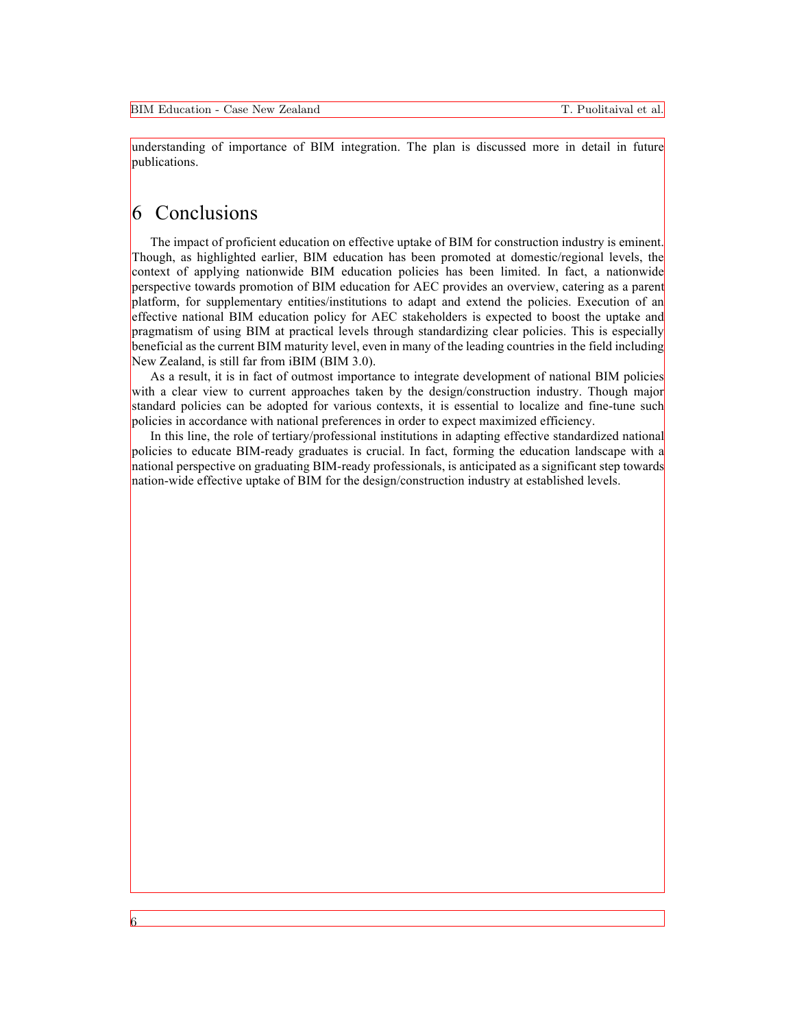understanding of importance of BIM integration. The plan is discussed more in detail in future publications.

# 6 Conclusions

The impact of proficient education on effective uptake of BIM for construction industry is eminent. Though, as highlighted earlier, BIM education has been promoted at domestic/regional levels, the context of applying nationwide BIM education policies has been limited. In fact, a nationwide perspective towards promotion of BIM education for AEC provides an overview, catering as a parent platform, for supplementary entities/institutions to adapt and extend the policies. Execution of an effective national BIM education policy for AEC stakeholders is expected to boost the uptake and pragmatism of using BIM at practical levels through standardizing clear policies. This is especially beneficial as the current BIM maturity level, even in many of the leading countries in the field including New Zealand, is still far from iBIM (BIM 3.0).

As a result, it is in fact of outmost importance to integrate development of national BIM policies with a clear view to current approaches taken by the design/construction industry. Though major standard policies can be adopted for various contexts, it is essential to localize and fine-tune such policies in accordance with national preferences in order to expect maximized efficiency.

In this line, the role of tertiary/professional institutions in adapting effective standardized national policies to educate BIM-ready graduates is crucial. In fact, forming the education landscape with a national perspective on graduating BIM-ready professionals, is anticipated as a significant step towards nation-wide effective uptake of BIM for the design/construction industry at established levels.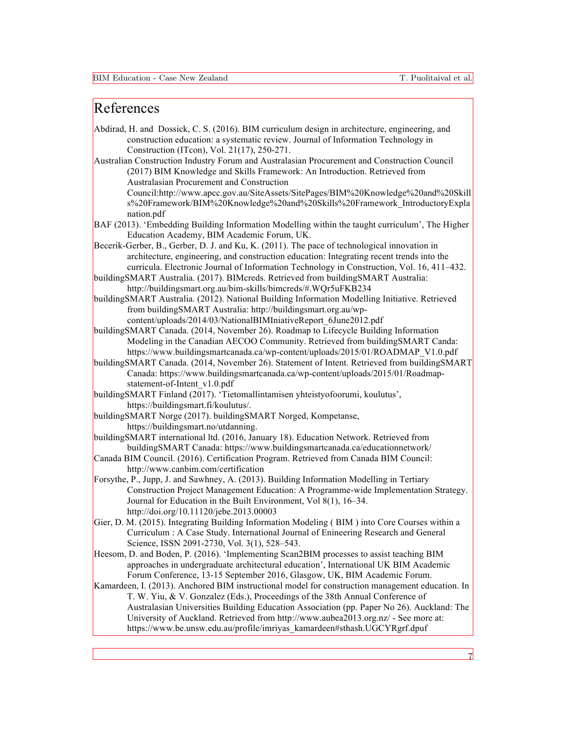# References

Abdirad, H. and Dossick, C. S. (2016). BIM curriculum design in architecture, engineering, and construction education: a systematic review. Journal of Information Technology in Construction (ITcon), Vol. 21(17), 250-271.

Australian Construction Industry Forum and Australasian Procurement and Construction Council (2017) BIM Knowledge and Skills Framework: An Introduction. Retrieved from Australasian Procurement and Construction Council:http://www.apcc.gov.au/SiteAssets/SitePages/BIM%20Knowledge%20and%20Skills%20Framework/BIM%20Knowledge%20and%20Skills%20Framework_IntroductoryExplanation.pdf

BAF (2013). 'Embedding Building Information Modelling within the taught curriculum', The Higher Education Academy, BIM Academic Forum, UK.

Becerik-Gerber, B., Gerber, D. J. and Ku, K. (2011). The pace of technological innovation in architecture, engineering, and construction education: Integrating recent trends into the curricula. Electronic Journal of Information Technology in Construction, Vol. 16, 411–432.

buildingSMART Australia. (2017). BIMcreds. Retrieved from buildingSMART Australia: http://buildingsmart.org.au/bim-skills/bimcreds/#.WQr5uFKB234

buildingSMART Australia. (2012). National Building Information Modelling Initiative. Retrieved from buildingSMART Australia: http://buildingsmart.org.au/wp-content/uploads/2014/03/NationalBIMIniativeReport_6June2012.pdf

buildingSMART Canada. (2014, November 26). Roadmap to Lifecycle Building Information Modeling in the Canadian AECOO Community. Retrieved from buildingSMART Canda: https://www.buildingsmartcanada.ca/wp-content/uploads/2015/01/ROADMAP_V1.0.pdf

buildingSMART Canada. (2014, November 26). Statement of Intent. Retrieved from buildingSMART Canada: https://www.buildingsmartcanada.ca/wp-content/uploads/2015/01/Roadmap-statement-of-Intent_v1.0.pdf

buildingSMART Finland (2017). 'Tietomallintamisen yhteistyofoorumi, koulutus', https://buildingsmart.fi/koulutus/.

buildingSMART Norge (2017). buildingSMART Norged, Kompetanse, https://buildingsmart.no/utdanning.

buildingSMART international ltd. (2016, January 18). Education Network. Retrieved from buildingSMART Canada: https://www.buildingsmartcanada.ca/educationnetwork/

Canada BIM Council. (2016). Certification Program. Retrieved from Canada BIM Council: http://www.canbim.com/certification

Forsythe, P., Jupp, J. and Sawhney, A. (2013). Building Information Modelling in Tertiary Construction Project Management Education: A Programme-wide Implementation Strategy. Journal for Education in the Built Environment, Vol 8(1), 16–34. http://doi.org/10.11120/jebe.2013.00003

Gier, D. M. (2015). Integrating Building Information Modeling ( BIM ) into Core Courses within a Curriculum : A Case Study. International Journal of Enineering Research and General Science, ISSN 2091-2730, Vol. 3(1), 528–543.

Heesom, D. and Boden, P. (2016). 'Implementing Scan2BIM processes to assist teaching BIM approaches in undergraduate architectural education', International UK BIM Academic Forum Conference, 13-15 September 2016, Glasgow, UK, BIM Academic Forum.

Kamardeen, I. (2013). Anchored BIM instructional model for construction management education. In T. W. Yiu, & V. Gonzalez (Eds.), Proceedings of the 38th Annual Conference of Australasian Universities Building Education Association (pp. Paper No 26). Auckland: The University of Auckland. Retrieved from http://www.aubea2013.org.nz/ - See more at: https://www.be.unsw.edu.au/profile/imriyas_kamardeen#sthash.UGCYRgrf.dpuf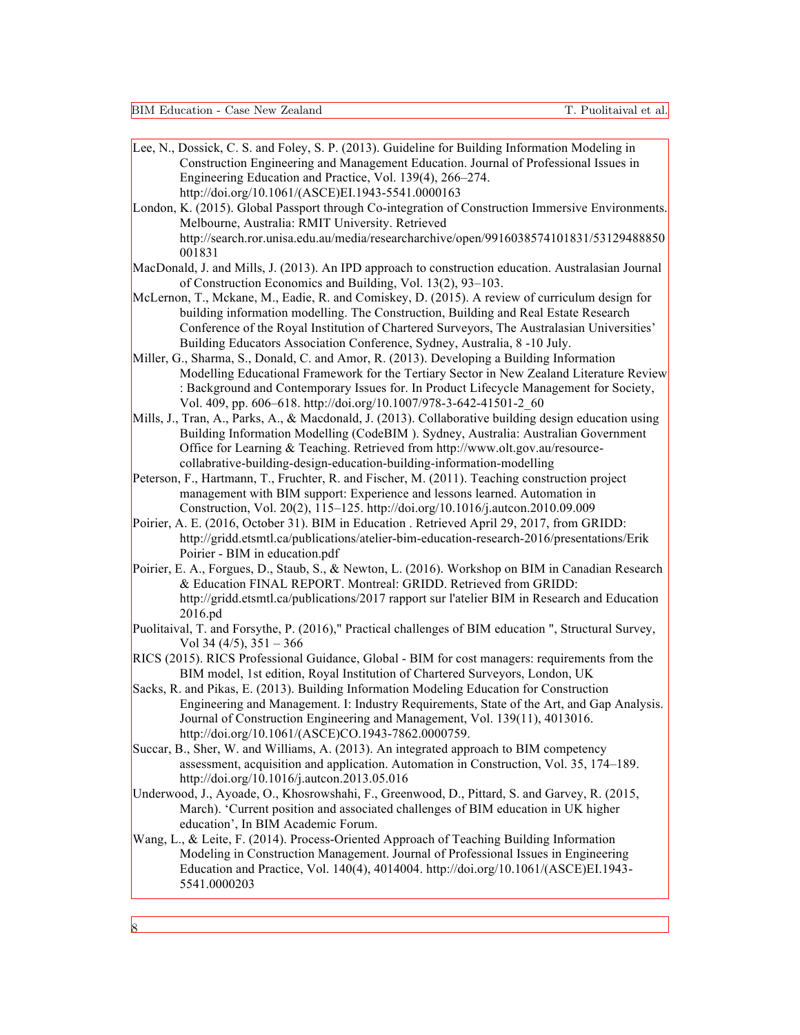Lee, N., Dossick, C. S. and Foley, S. P. (2013). Guideline for Building Information Modeling in Construction Engineering and Management Education. Journal of Professional Issues in Engineering Education and Practice, Vol. 139(4), 266–274. http://doi.org/10.1061/(ASCE)EI.1943-5541.0000163

London, K. (2015). Global Passport through Co-integration of Construction Immersive Environments. Melbourne, Australia: RMIT University. Retrieved http://search.ror.unisa.edu.au/media/researcharchive/open/9916038574101831/53129488850001831

MacDonald, J. and Mills, J. (2013). An IPD approach to construction education. Australasian Journal of Construction Economics and Building, Vol. 13(2), 93–103.

McLernon, T., Mckane, M., Eadie, R. and Comiskey, D. (2015). A review of curriculum design for building information modelling. The Construction, Building and Real Estate Research Conference of the Royal Institution of Chartered Surveyors, The Australasian Universities' Building Educators Association Conference, Sydney, Australia, 8 -10 July.

Miller, G., Sharma, S., Donald, C. and Amor, R. (2013). Developing a Building Information Modelling Educational Framework for the Tertiary Sector in New Zealand Literature Review : Background and Contemporary Issues for. In Product Lifecycle Management for Society, Vol. 409, pp. 606–618. http://doi.org/10.1007/978-3-642-41501-2_60

Mills, J., Tran, A., Parks, A., & Macdonald, J. (2013). Collaborative building design education using Building Information Modelling (CodeBIM ). Sydney, Australia: Australian Government Office for Learning & Teaching. Retrieved from http://www.olt.gov.au/resource-collabrative-building-design-education-building-information-modelling

Peterson, F., Hartmann, T., Fruchter, R. and Fischer, M. (2011). Teaching construction project management with BIM support: Experience and lessons learned. Automation in Construction, Vol. 20(2), 115–125. http://doi.org/10.1016/j.autcon.2010.09.009

Poirier, A. E. (2016, October 31). BIM in Education . Retrieved April 29, 2017, from GRIDD: http://gridd.etsmtl.ca/publications/atelier-bim-education-research-2016/presentations/Erik Poirier - BIM in education.pdf

Poirier, E. A., Forgues, D., Staub, S., & Newton, L. (2016). Workshop on BIM in Canadian Research & Education FINAL REPORT. Montreal: GRIDD. Retrieved from GRIDD: http://gridd.etsmtl.ca/publications/2017 rapport sur l'atelier BIM in Research and Education 2016.pd

Puolitaival, T. and Forsythe, P. (2016)," Practical challenges of BIM education ", Structural Survey, Vol 34 (4/5), 351 – 366

RICS (2015). RICS Professional Guidance, Global - BIM for cost managers: requirements from the BIM model, 1st edition, Royal Institution of Chartered Surveyors, London, UK

Sacks, R. and Pikas, E. (2013). Building Information Modeling Education for Construction Engineering and Management. I: Industry Requirements, State of the Art, and Gap Analysis. Journal of Construction Engineering and Management, Vol. 139(11), 4013016. http://doi.org/10.1061/(ASCE)CO.1943-7862.0000759.

Succar, B., Sher, W. and Williams, A. (2013). An integrated approach to BIM competency assessment, acquisition and application. Automation in Construction, Vol. 35, 174–189. http://doi.org/10.1016/j.autcon.2013.05.016

Underwood, J., Ayoade, O., Khosrowshahi, F., Greenwood, D., Pittard, S. and Garvey, R. (2015, March). 'Current position and associated challenges of BIM education in UK higher education', In BIM Academic Forum.

Wang, L., & Leite, F. (2014). Process-Oriented Approach of Teaching Building Information Modeling in Construction Management. Journal of Professional Issues in Engineering Education and Practice, Vol. 140(4), 4014004. http://doi.org/10.1061/(ASCE)EI.1943-5541.0000203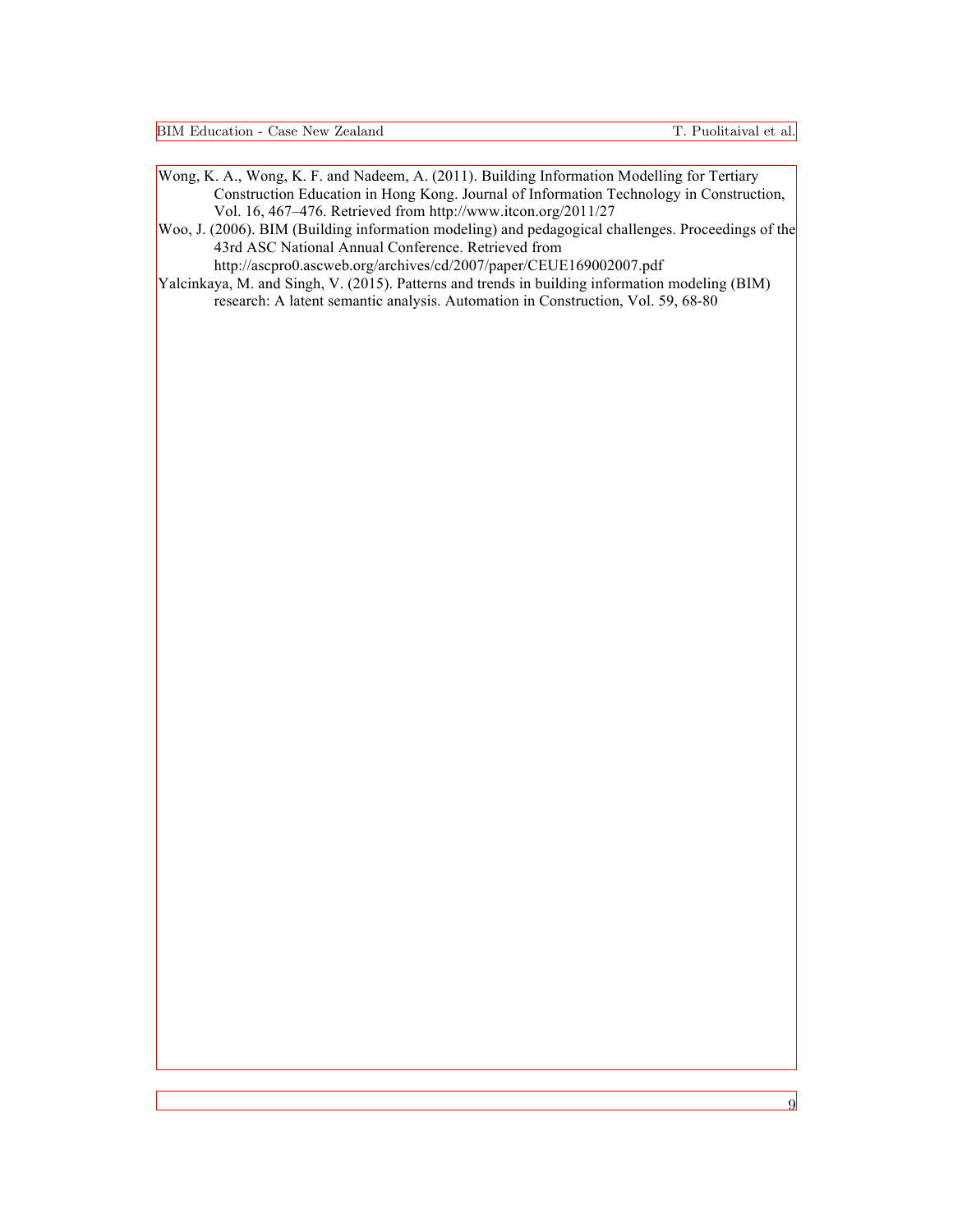Wong, K. A., Wong, K. F. and Nadeem, A. (2011). Building Information Modelling for Tertiary Construction Education in Hong Kong. Journal of Information Technology in Construction, Vol. 16, 467–476. Retrieved from http://www.itcon.org/2011/27

Woo, J. (2006). BIM (Building information modeling) and pedagogical challenges. Proceedings of the 43rd ASC National Annual Conference. Retrieved from http://ascpro0.ascweb.org/archives/cd/2007/paper/CEUE169002007.pdf

Yalcinkaya, M. and Singh, V. (2015). Patterns and trends in building information modeling (BIM) research: A latent semantic analysis. Automation in Construction, Vol. 59, 68-80